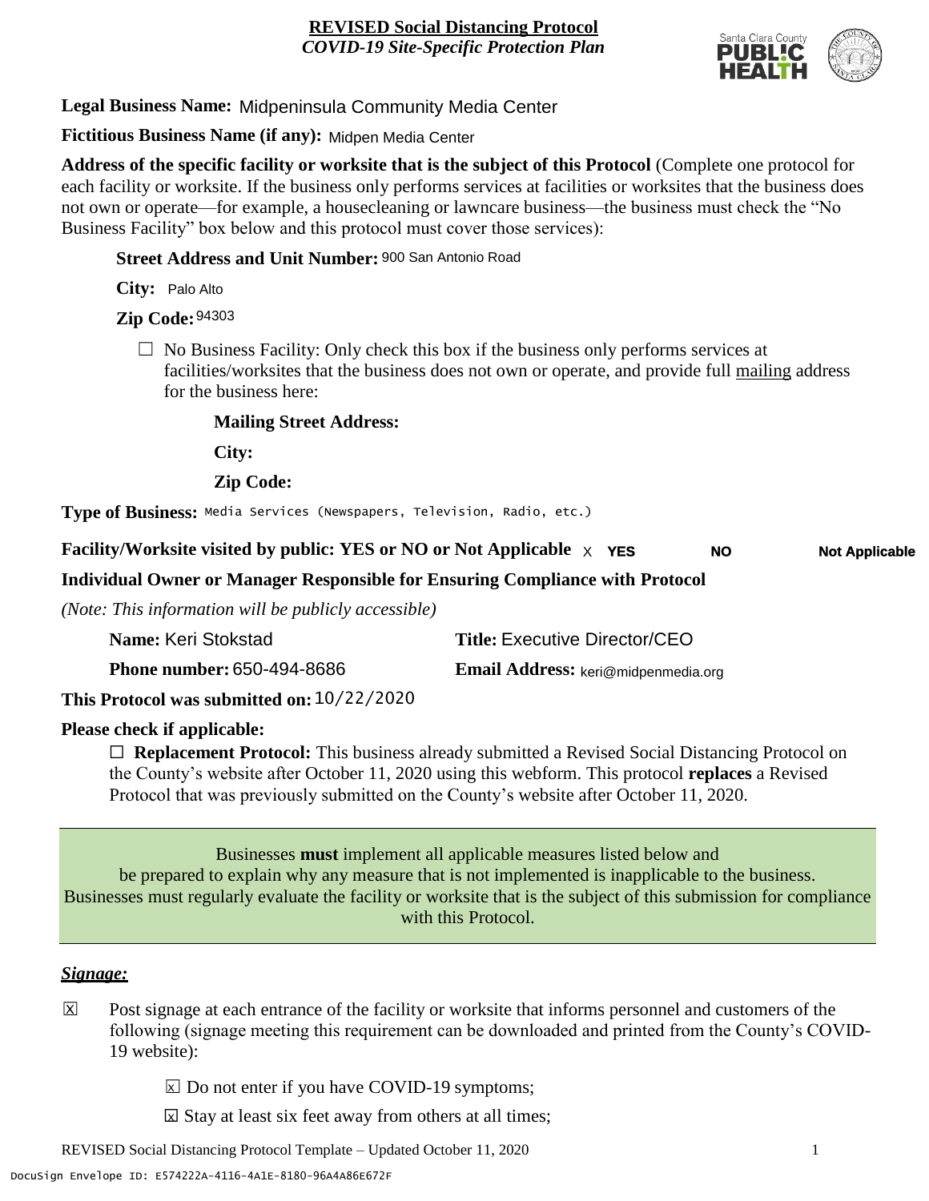**REVISED Social Distancing Protocol**
*COVID-19 Site-Specific Protection Plan*

**Legal Business Name:** Midpeninsula Community Media Center

**Fictitious Business Name (if any):** Midpen Media Center

**Address of the specific facility or worksite that is the subject of this Protocol** (Complete one protocol for each facility or worksite. If the business only performs services at facilities or worksites that the business does not own or operate—for example, a housecleaning or lawncare business—the business must check the "No Business Facility" box below and this protocol must cover those services):

**Street Address and Unit Number:** 900 San Antonio Road

**City:** Palo Alto

**Zip Code:** 94303

☐ No Business Facility: Only check this box if the business only performs services at facilities/worksites that the business does not own or operate, and provide full mailing address for the business here:

**Mailing Street Address:**

**City:**

**Zip Code:**

**Type of Business:** Media Services (Newspapers, Television, Radio, etc.)

**Facility/Worksite visited by public: YES or NO or Not Applicable** X **YES** **NO** **Not Applicable**

**Individual Owner or Manager Responsible for Ensuring Compliance with Protocol**

*(Note: This information will be publicly accessible)*

**Name:** Keri Stokstad **Title:** Executive Director/CEO

**Phone number:** 650-494-8686 **Email Address:** keri@midpenmedia.org

**This Protocol was submitted on:** 10/22/2020

**Please check if applicable:**

☐ **Replacement Protocol:** This business already submitted a Revised Social Distancing Protocol on the County's website after October 11, 2020 using this webform. This protocol **replaces** a Revised Protocol that was previously submitted on the County's website after October 11, 2020.

Businesses **must** implement all applicable measures listed below and be prepared to explain why any measure that is not implemented is inapplicable to the business. Businesses must regularly evaluate the facility or worksite that is the subject of this submission for compliance with this Protocol.

***Signage:***

☒ Post signage at each entrance of the facility or worksite that informs personnel and customers of the following (signage meeting this requirement can be downloaded and printed from the County's COVID-19 website):

- ☒ Do not enter if you have COVID-19 symptoms;
- ☒ Stay at least six feet away from others at all times;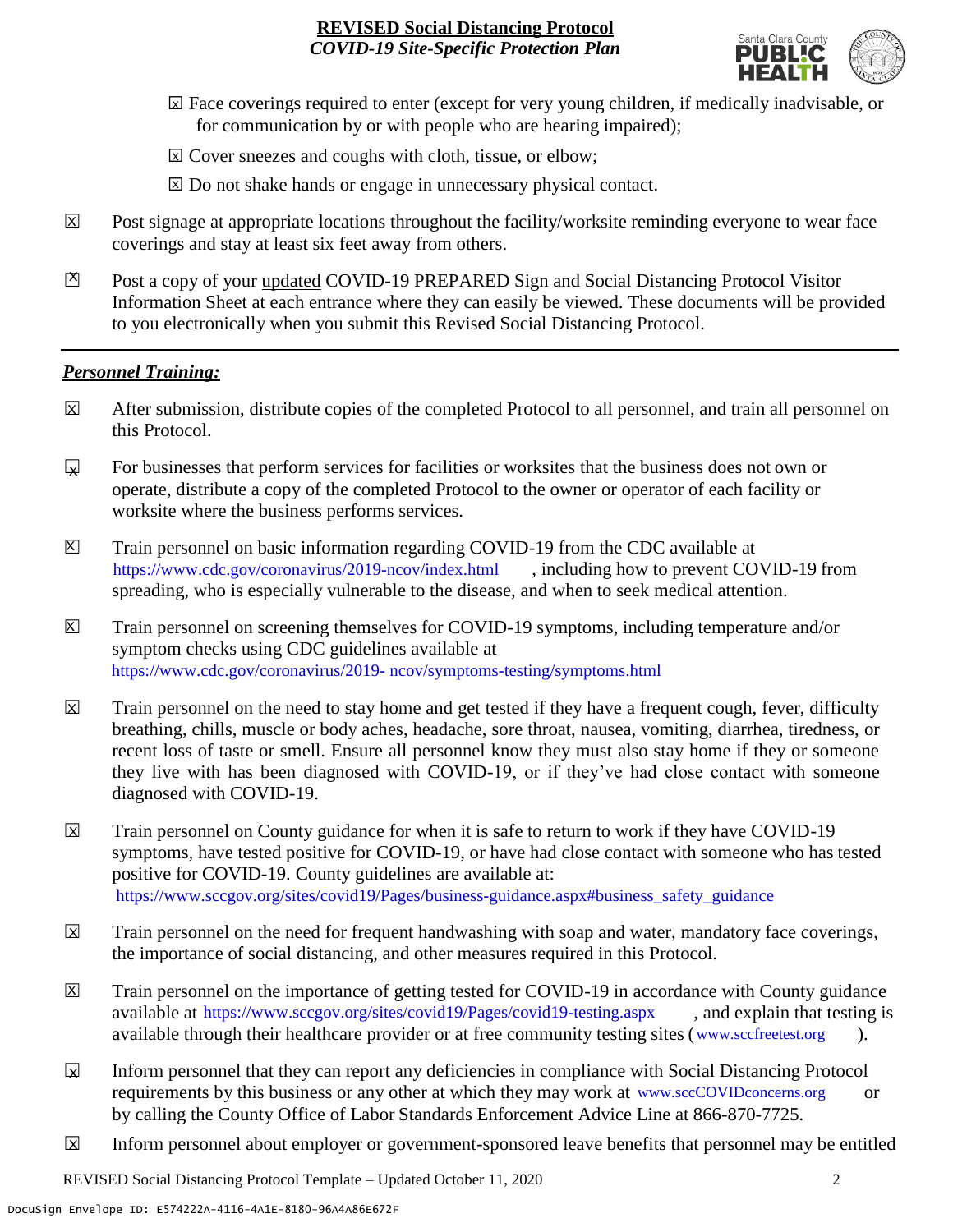☒ Face coverings required to enter (except for very young children, if medically inadvisable, or for communication by or with people who are hearing impaired);

☒ Cover sneezes and coughs with cloth, tissue, or elbow;

☒ Do not shake hands or engage in unnecessary physical contact.

☒ Post signage at appropriate locations throughout the facility/worksite reminding everyone to wear face coverings and stay at least six feet away from others.

☒ Post a copy of your updated COVID-19 PREPARED Sign and Social Distancing Protocol Visitor Information Sheet at each entrance where they can easily be viewed. These documents will be provided to you electronically when you submit this Revised Social Distancing Protocol.

---

***Personnel Training:***

☒ After submission, distribute copies of the completed Protocol to all personnel, and train all personnel on this Protocol.

☒ For businesses that perform services for facilities or worksites that the business does not own or operate, distribute a copy of the completed Protocol to the owner or operator of each facility or worksite where the business performs services.

☒ Train personnel on basic information regarding COVID-19 from the CDC available at https://www.cdc.gov/coronavirus/2019-ncov/index.html, including how to prevent COVID-19 from spreading, who is especially vulnerable to the disease, and when to seek medical attention.

☒ Train personnel on screening themselves for COVID-19 symptoms, including temperature and/or symptom checks using CDC guidelines available at https://www.cdc.gov/coronavirus/2019- ncov/symptoms-testing/symptoms.html

☒ Train personnel on the need to stay home and get tested if they have a frequent cough, fever, difficulty breathing, chills, muscle or body aches, headache, sore throat, nausea, vomiting, diarrhea, tiredness, or recent loss of taste or smell. Ensure all personnel know they must also stay home if they or someone they live with has been diagnosed with COVID-19, or if they've had close contact with someone diagnosed with COVID-19.

☒ Train personnel on County guidance for when it is safe to return to work if they have COVID-19 symptoms, have tested positive for COVID-19, or have had close contact with someone who has tested positive for COVID-19. County guidelines are available at: https://www.sccgov.org/sites/covid19/Pages/business-guidance.aspx#business_safety_guidance

☒ Train personnel on the need for frequent handwashing with soap and water, mandatory face coverings, the importance of social distancing, and other measures required in this Protocol.

☒ Train personnel on the importance of getting tested for COVID-19 in accordance with County guidance available at https://www.sccgov.org/sites/covid19/Pages/covid19-testing.aspx, and explain that testing is available through their healthcare provider or at free community testing sites (www.sccfreetest.org).

☒ Inform personnel that they can report any deficiencies in compliance with Social Distancing Protocol requirements by this business or any other at which they may work at www.sccCOVIDconcerns.org or by calling the County Office of Labor Standards Enforcement Advice Line at 866-870-7725.

☒ Inform personnel about employer or government-sponsored leave benefits that personnel may be entitled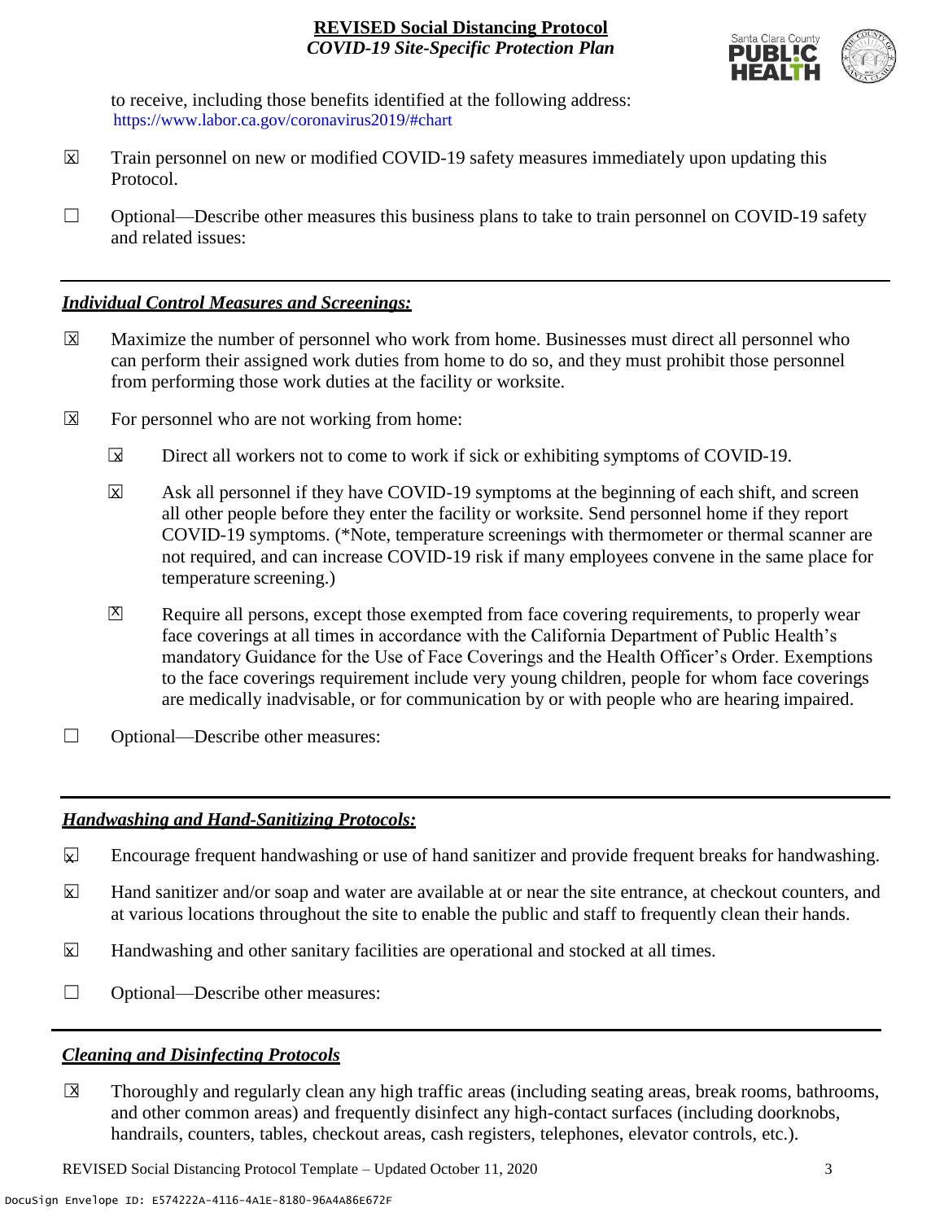to receive, including those benefits identified at the following address: https://www.labor.ca.gov/coronavirus2019/#chart

☒ Train personnel on new or modified COVID-19 safety measures immediately upon updating this Protocol.

☐ Optional—Describe other measures this business plans to take to train personnel on COVID-19 safety and related issues:

## *Individual Control Measures and Screenings:*

☒ Maximize the number of personnel who work from home. Businesses must direct all personnel who can perform their assigned work duties from home to do so, and they must prohibit those personnel from performing those work duties at the facility or worksite.

☒ For personnel who are not working from home:

- ☒ Direct all workers not to come to work if sick or exhibiting symptoms of COVID-19.
- ☒ Ask all personnel if they have COVID-19 symptoms at the beginning of each shift, and screen all other people before they enter the facility or worksite. Send personnel home if they report COVID-19 symptoms. (*Note, temperature screenings with thermometer or thermal scanner are not required, and can increase COVID-19 risk if many employees convene in the same place for temperature screening.)
- ☒ Require all persons, except those exempted from face covering requirements, to properly wear face coverings at all times in accordance with the California Department of Public Health's mandatory Guidance for the Use of Face Coverings and the Health Officer's Order. Exemptions to the face coverings requirement include very young children, people for whom face coverings are medically inadvisable, or for communication by or with people who are hearing impaired.

☐ Optional—Describe other measures:

## *Handwashing and Hand-Sanitizing Protocols:*

☒ Encourage frequent handwashing or use of hand sanitizer and provide frequent breaks for handwashing.

☒ Hand sanitizer and/or soap and water are available at or near the site entrance, at checkout counters, and at various locations throughout the site to enable the public and staff to frequently clean their hands.

☒ Handwashing and other sanitary facilities are operational and stocked at all times.

☐ Optional—Describe other measures:

## *Cleaning and Disinfecting Protocols*

☒ Thoroughly and regularly clean any high traffic areas (including seating areas, break rooms, bathrooms, and other common areas) and frequently disinfect any high-contact surfaces (including doorknobs, handrails, counters, tables, checkout areas, cash registers, telephones, elevator controls, etc.).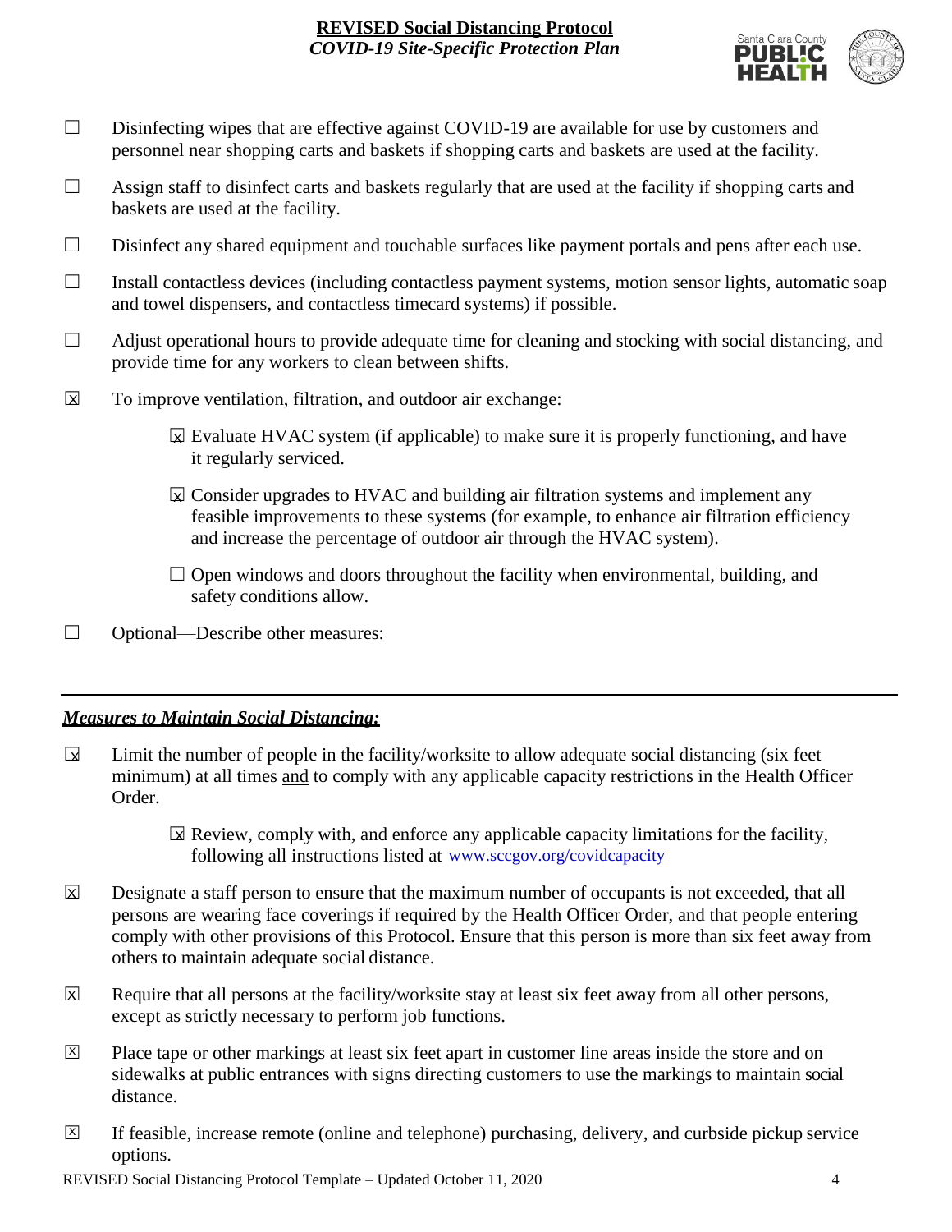- ☐ Disinfecting wipes that are effective against COVID-19 are available for use by customers and personnel near shopping carts and baskets if shopping carts and baskets are used at the facility.
- ☐ Assign staff to disinfect carts and baskets regularly that are used at the facility if shopping carts and baskets are used at the facility.
- ☐ Disinfect any shared equipment and touchable surfaces like payment portals and pens after each use.
- ☐ Install contactless devices (including contactless payment systems, motion sensor lights, automatic soap and towel dispensers, and contactless timecard systems) if possible.
- ☐ Adjust operational hours to provide adequate time for cleaning and stocking with social distancing, and provide time for any workers to clean between shifts.
- ☒ To improve ventilation, filtration, and outdoor air exchange:
  - ☒ Evaluate HVAC system (if applicable) to make sure it is properly functioning, and have it regularly serviced.
  - ☒ Consider upgrades to HVAC and building air filtration systems and implement any feasible improvements to these systems (for example, to enhance air filtration efficiency and increase the percentage of outdoor air through the HVAC system).
  - ☐ Open windows and doors throughout the facility when environmental, building, and safety conditions allow.
- ☐ Optional—Describe other measures:

---

***Measures to Maintain Social Distancing:***

- ☒ Limit the number of people in the facility/worksite to allow adequate social distancing (six feet minimum) at all times and to comply with any applicable capacity restrictions in the Health Officer Order.
  - ☒ Review, comply with, and enforce any applicable capacity limitations for the facility, following all instructions listed at www.sccgov.org/covidcapacity
- ☒ Designate a staff person to ensure that the maximum number of occupants is not exceeded, that all persons are wearing face coverings if required by the Health Officer Order, and that people entering comply with other provisions of this Protocol. Ensure that this person is more than six feet away from others to maintain adequate social distance.
- ☒ Require that all persons at the facility/worksite stay at least six feet away from all other persons, except as strictly necessary to perform job functions.
- ☒ Place tape or other markings at least six feet apart in customer line areas inside the store and on sidewalks at public entrances with signs directing customers to use the markings to maintain social distance.
- ☒ If feasible, increase remote (online and telephone) purchasing, delivery, and curbside pickup service options.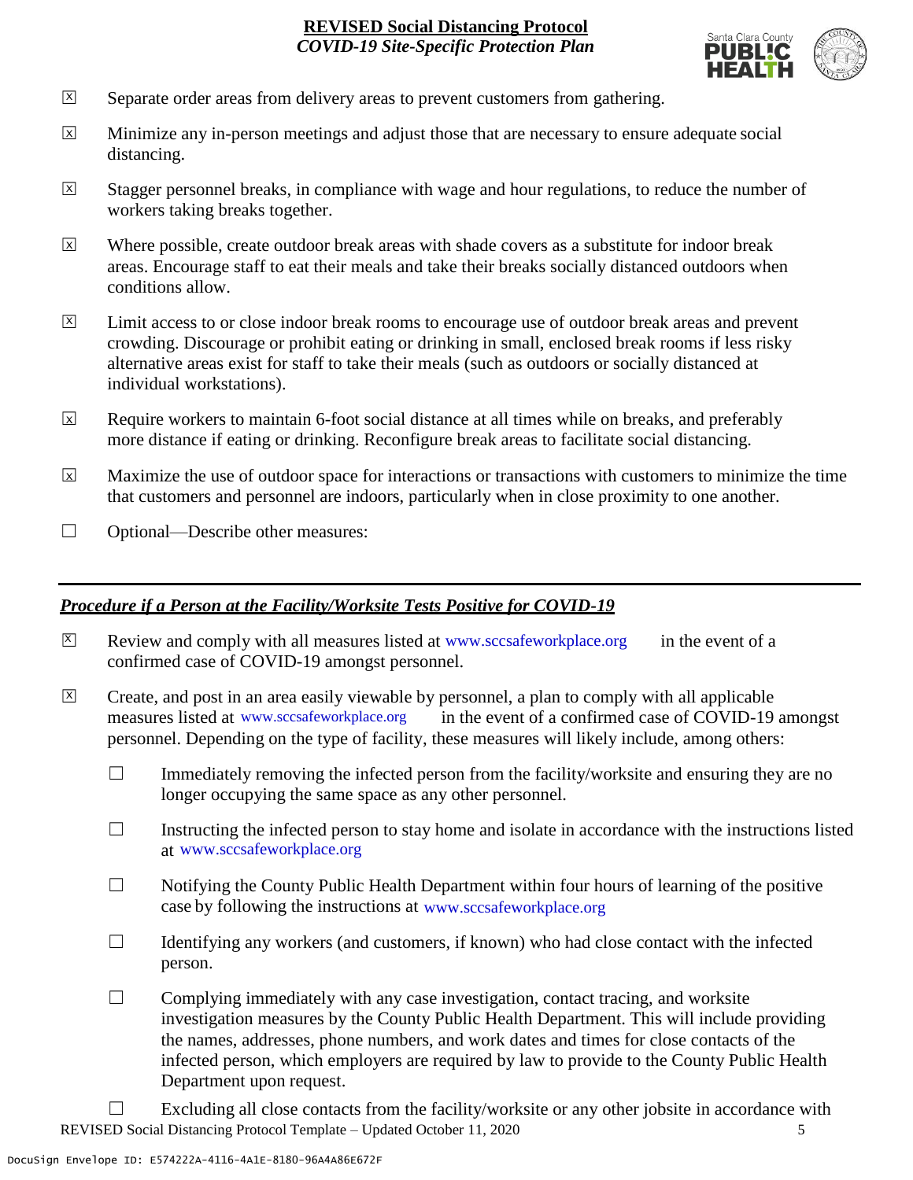- ☒ Separate order areas from delivery areas to prevent customers from gathering.
- ☒ Minimize any in-person meetings and adjust those that are necessary to ensure adequate social distancing.
- ☒ Stagger personnel breaks, in compliance with wage and hour regulations, to reduce the number of workers taking breaks together.
- ☒ Where possible, create outdoor break areas with shade covers as a substitute for indoor break areas. Encourage staff to eat their meals and take their breaks socially distanced outdoors when conditions allow.
- ☒ Limit access to or close indoor break rooms to encourage use of outdoor break areas and prevent crowding. Discourage or prohibit eating or drinking in small, enclosed break rooms if less risky alternative areas exist for staff to take their meals (such as outdoors or socially distanced at individual workstations).
- ☒ Require workers to maintain 6-foot social distance at all times while on breaks, and preferably more distance if eating or drinking. Reconfigure break areas to facilitate social distancing.
- ☒ Maximize the use of outdoor space for interactions or transactions with customers to minimize the time that customers and personnel are indoors, particularly when in close proximity to one another.
- ☐ Optional—Describe other measures:

---

## ***Procedure if a Person at the Facility/Worksite Tests Positive for COVID-19***

- ☒ Review and comply with all measures listed at www.sccsafeworkplace.org in the event of a confirmed case of COVID-19 amongst personnel.
- ☒ Create, and post in an area easily viewable by personnel, a plan to comply with all applicable measures listed at www.sccsafeworkplace.org in the event of a confirmed case of COVID-19 amongst personnel. Depending on the type of facility, these measures will likely include, among others:
  - ☐ Immediately removing the infected person from the facility/worksite and ensuring they are no longer occupying the same space as any other personnel.
  - ☐ Instructing the infected person to stay home and isolate in accordance with the instructions listed at www.sccsafeworkplace.org
  - ☐ Notifying the County Public Health Department within four hours of learning of the positive case by following the instructions at www.sccsafeworkplace.org
  - ☐ Identifying any workers (and customers, if known) who had close contact with the infected person.
  - ☐ Complying immediately with any case investigation, contact tracing, and worksite investigation measures by the County Public Health Department. This will include providing the names, addresses, phone numbers, and work dates and times for close contacts of the infected person, which employers are required by law to provide to the County Public Health Department upon request.
  - ☐ Excluding all close contacts from the facility/worksite or any other jobsite in accordance with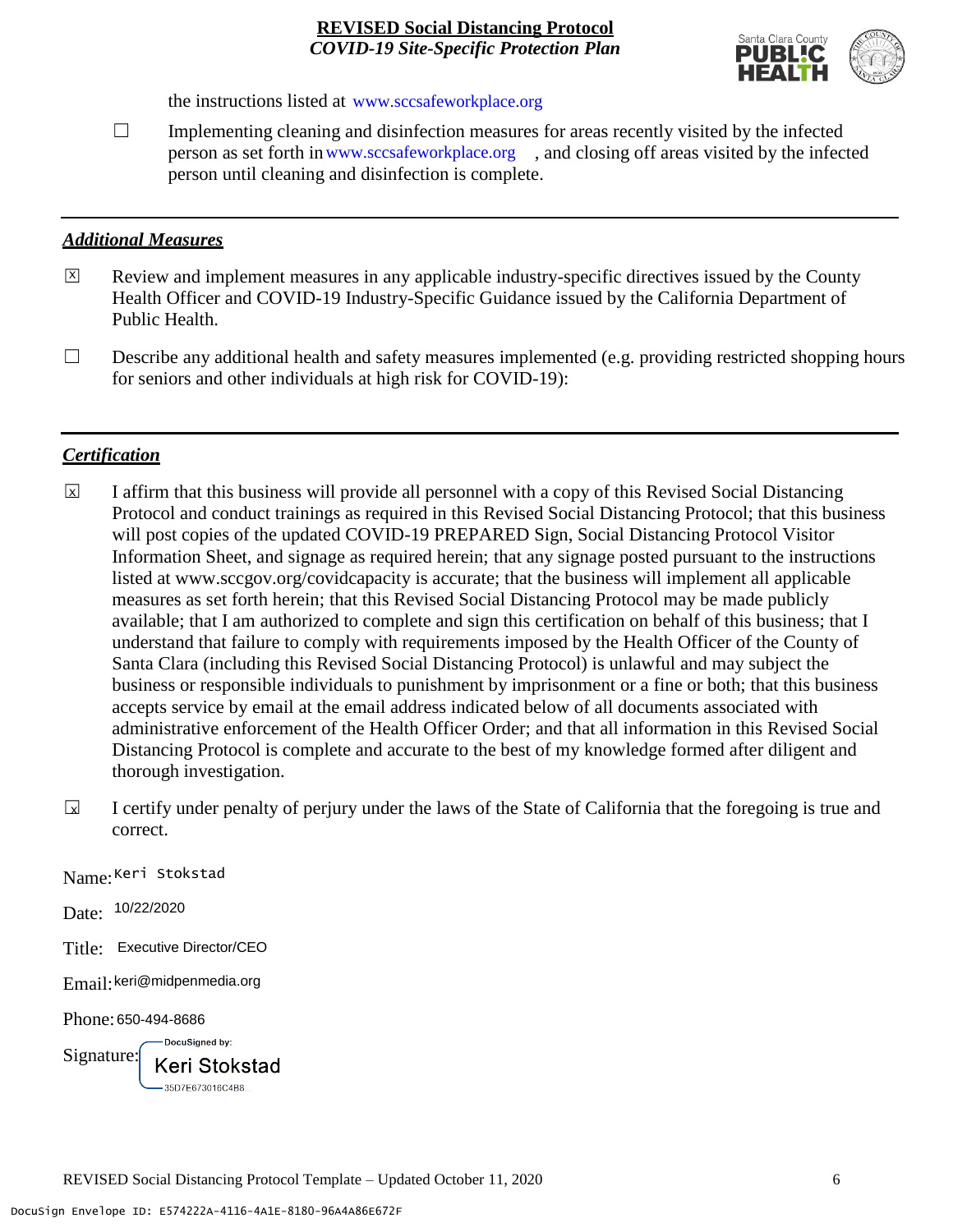the instructions listed at www.sccsafeworkplace.org

☐ Implementing cleaning and disinfection measures for areas recently visited by the infected person as set forth in www.sccsafeworkplace.org , and closing off areas visited by the infected person until cleaning and disinfection is complete.

## *Additional Measures*

☒ Review and implement measures in any applicable industry-specific directives issued by the County Health Officer and COVID-19 Industry-Specific Guidance issued by the California Department of Public Health.

☐ Describe any additional health and safety measures implemented (e.g. providing restricted shopping hours for seniors and other individuals at high risk for COVID-19):

## *Certification*

☒ I affirm that this business will provide all personnel with a copy of this Revised Social Distancing Protocol and conduct trainings as required in this Revised Social Distancing Protocol; that this business will post copies of the updated COVID-19 PREPARED Sign, Social Distancing Protocol Visitor Information Sheet, and signage as required herein; that any signage posted pursuant to the instructions listed at www.sccgov.org/covidcapacity is accurate; that the business will implement all applicable measures as set forth herein; that this Revised Social Distancing Protocol may be made publicly available; that I am authorized to complete and sign this certification on behalf of this business; that I understand that failure to comply with requirements imposed by the Health Officer of the County of Santa Clara (including this Revised Social Distancing Protocol) is unlawful and may subject the business or responsible individuals to punishment by imprisonment or a fine or both; that this business accepts service by email at the email address indicated below of all documents associated with administrative enforcement of the Health Officer Order; and that all information in this Revised Social Distancing Protocol is complete and accurate to the best of my knowledge formed after diligent and thorough investigation.

☒ I certify under penalty of perjury under the laws of the State of California that the foregoing is true and correct.

Name: Keri Stokstad

Date: 10/22/2020

Title: Executive Director/CEO

Email: keri@midpenmedia.org

Phone: 650-494-8686

Signature: DocuSigned by: Keri Stokstad 35D7E673016C4B8